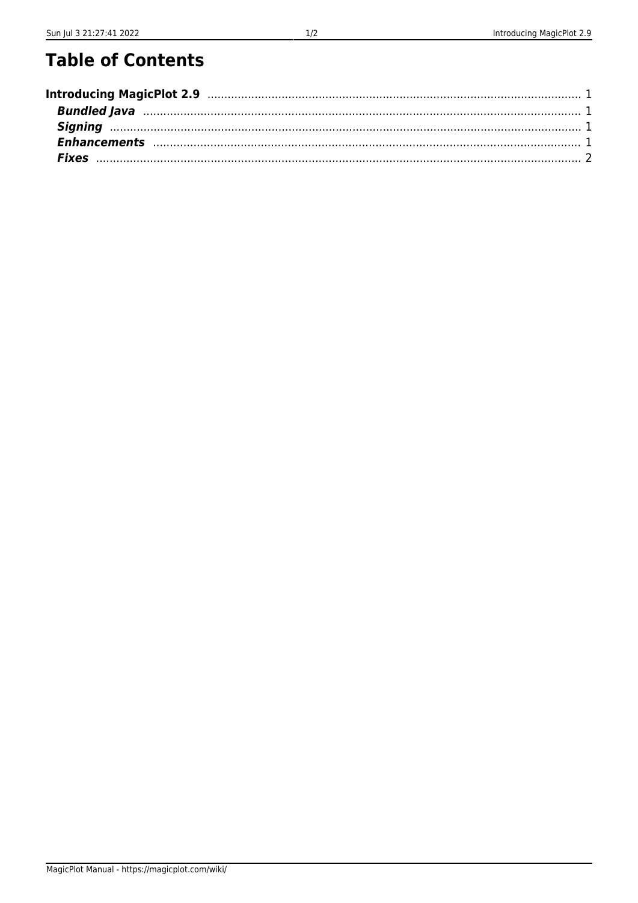# Table of Contents

**Introducing MagicPlot 2.9** ........................................ 1

- ***Bundled Java*** ........................................ 1
- ***Signing*** ........................................ 1
- ***Enhancements*** ........................................ 1
- ***Fixes*** ........................................ 2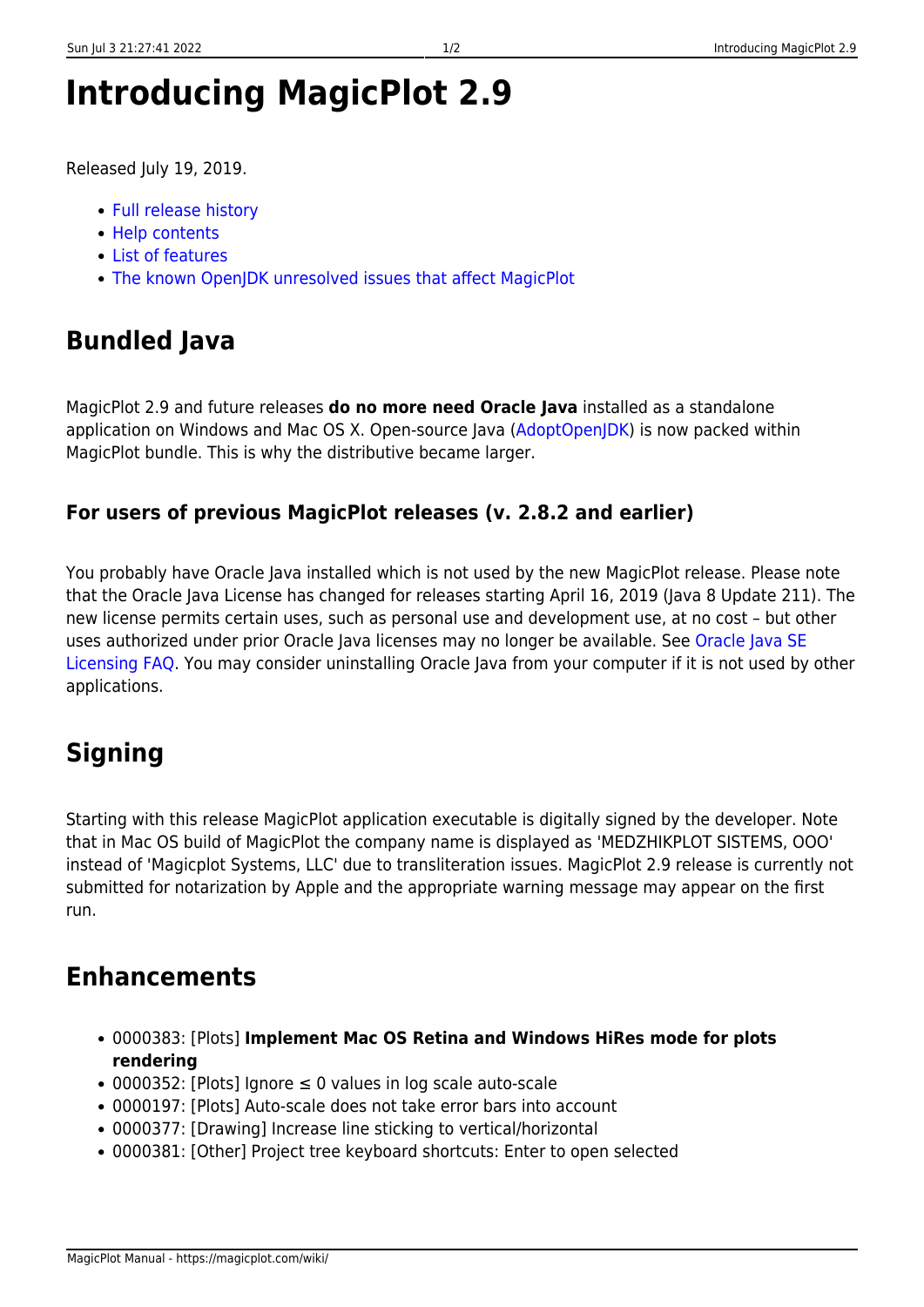# Introducing MagicPlot 2.9

Released July 19, 2019.

- Full release history
- Help contents
- List of features
- The known OpenJDK unresolved issues that affect MagicPlot

## Bundled Java

MagicPlot 2.9 and future releases **do no more need Oracle Java** installed as a standalone application on Windows and Mac OS X. Open-source Java (AdoptOpenJDK) is now packed within MagicPlot bundle. This is why the distributive became larger.

### For users of previous MagicPlot releases (v. 2.8.2 and earlier)

You probably have Oracle Java installed which is not used by the new MagicPlot release. Please note that the Oracle Java License has changed for releases starting April 16, 2019 (Java 8 Update 211). The new license permits certain uses, such as personal use and development use, at no cost – but other uses authorized under prior Oracle Java licenses may no longer be available. See Oracle Java SE Licensing FAQ. You may consider uninstalling Oracle Java from your computer if it is not used by other applications.

## Signing

Starting with this release MagicPlot application executable is digitally signed by the developer. Note that in Mac OS build of MagicPlot the company name is displayed as 'MEDZHIKPLOT SISTEMS, OOO' instead of 'Magicplot Systems, LLC' due to transliteration issues. MagicPlot 2.9 release is currently not submitted for notarization by Apple and the appropriate warning message may appear on the first run.

## Enhancements

- 0000383: [Plots] **Implement Mac OS Retina and Windows HiRes mode for plots rendering**
- 0000352: [Plots] Ignore ≤ 0 values in log scale auto-scale
- 0000197: [Plots] Auto-scale does not take error bars into account
- 0000377: [Drawing] Increase line sticking to vertical/horizontal
- 0000381: [Other] Project tree keyboard shortcuts: Enter to open selected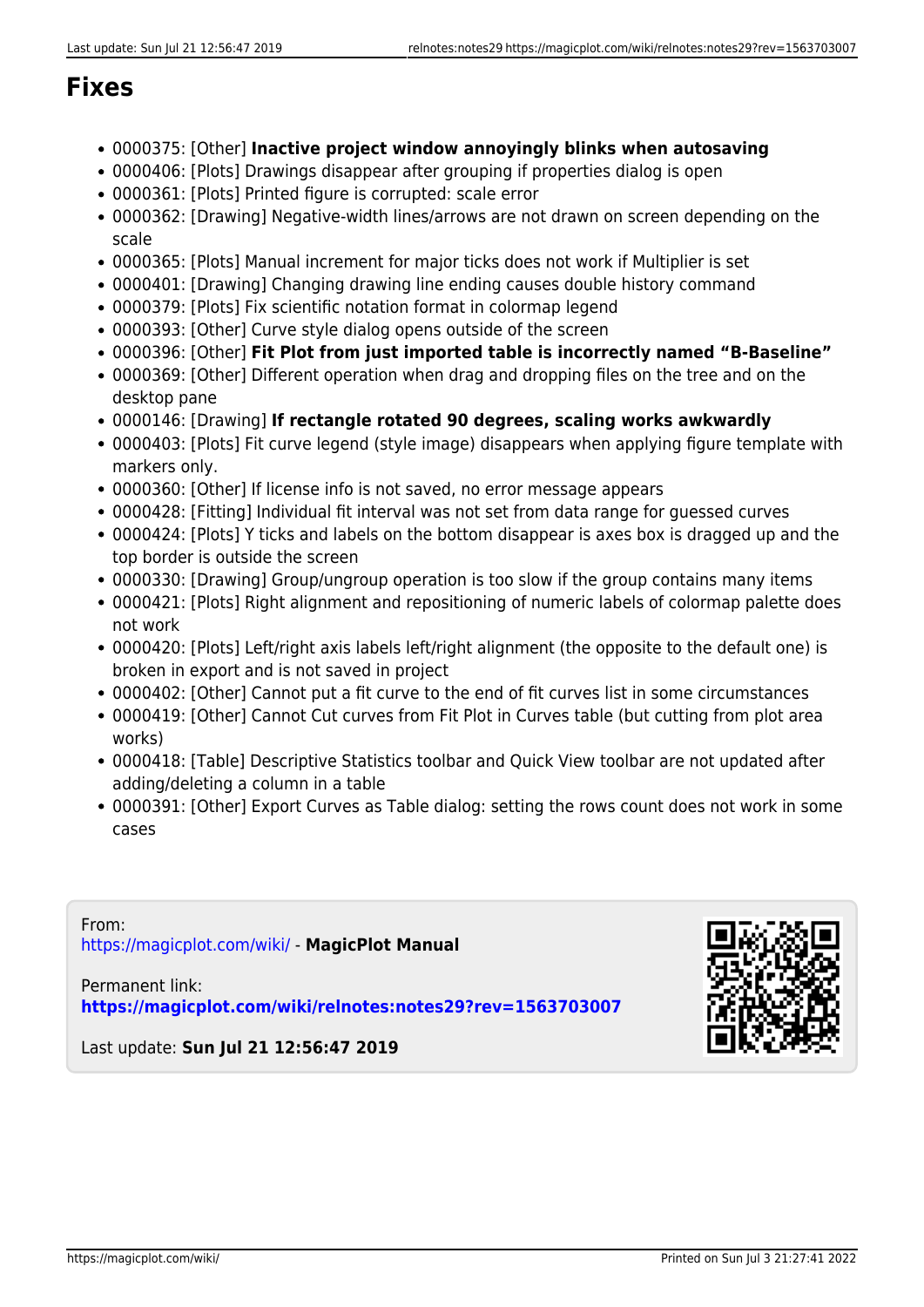## Fixes

- 0000375: [Other] **Inactive project window annoyingly blinks when autosaving**
- 0000406: [Plots] Drawings disappear after grouping if properties dialog is open
- 0000361: [Plots] Printed figure is corrupted: scale error
- 0000362: [Drawing] Negative-width lines/arrows are not drawn on screen depending on the scale
- 0000365: [Plots] Manual increment for major ticks does not work if Multiplier is set
- 0000401: [Drawing] Changing drawing line ending causes double history command
- 0000379: [Plots] Fix scientific notation format in colormap legend
- 0000393: [Other] Curve style dialog opens outside of the screen
- 0000396: [Other] **Fit Plot from just imported table is incorrectly named “B-Baseline”**
- 0000369: [Other] Different operation when drag and dropping files on the tree and on the desktop pane
- 0000146: [Drawing] **If rectangle rotated 90 degrees, scaling works awkwardly**
- 0000403: [Plots] Fit curve legend (style image) disappears when applying figure template with markers only.
- 0000360: [Other] If license info is not saved, no error message appears
- 0000428: [Fitting] Individual fit interval was not set from data range for guessed curves
- 0000424: [Plots] Y ticks and labels on the bottom disappear is axes box is dragged up and the top border is outside the screen
- 0000330: [Drawing] Group/ungroup operation is too slow if the group contains many items
- 0000421: [Plots] Right alignment and repositioning of numeric labels of colormap palette does not work
- 0000420: [Plots] Left/right axis labels left/right alignment (the opposite to the default one) is broken in export and is not saved in project
- 0000402: [Other] Cannot put a fit curve to the end of fit curves list in some circumstances
- 0000419: [Other] Cannot Cut curves from Fit Plot in Curves table (but cutting from plot area works)
- 0000418: [Table] Descriptive Statistics toolbar and Quick View toolbar are not updated after adding/deleting a column in a table
- 0000391: [Other] Export Curves as Table dialog: setting the rows count does not work in some cases

From:
https://magicplot.com/wiki/ - **MagicPlot Manual**

Permanent link:
**https://magicplot.com/wiki/relnotes/notes29?rev=1563703007**

Last update: **Sun Jul 21 12:56:47 2019**